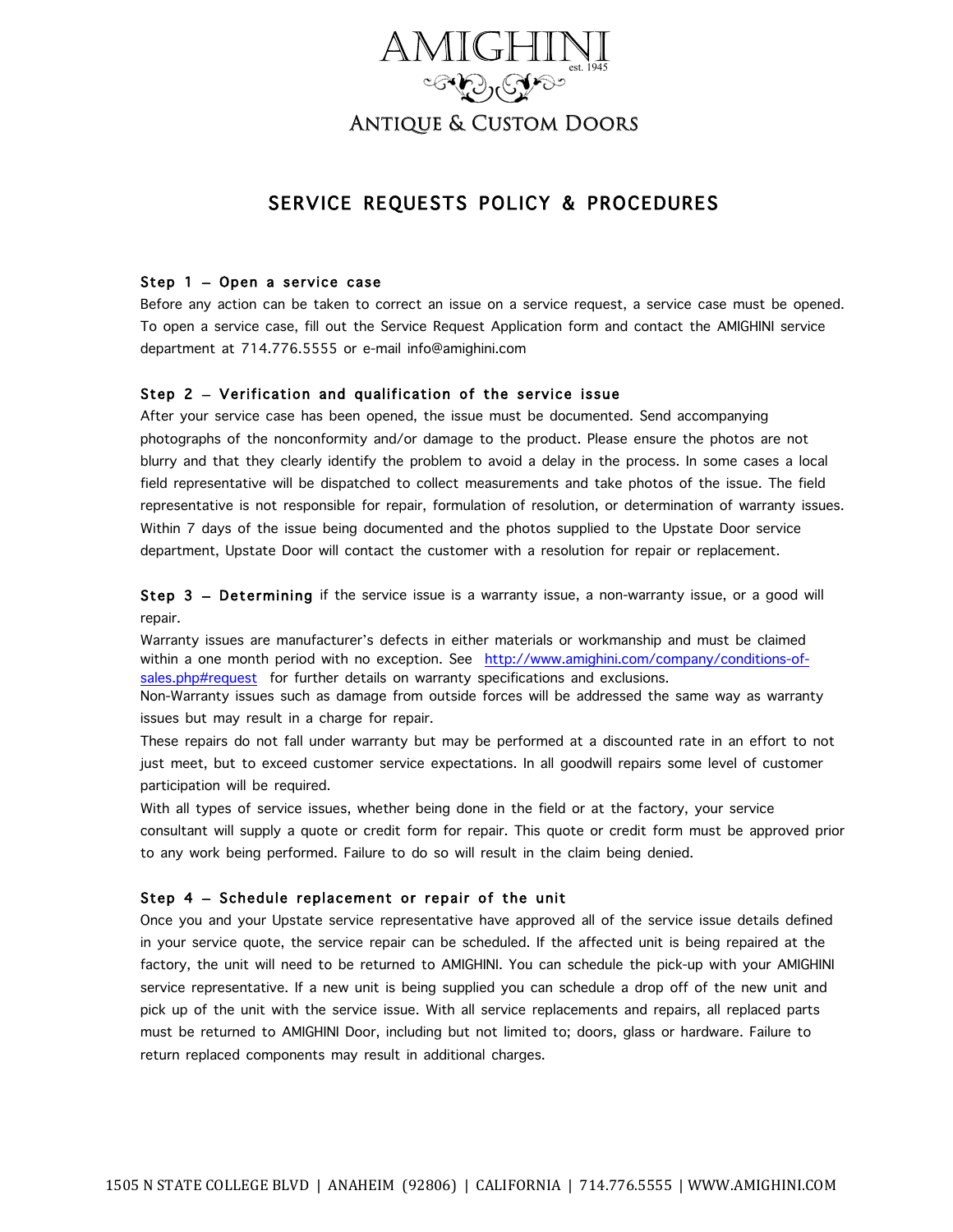# AMIGHINI

est. 1945

## Antique & Custom Doors

## SERVICE REQUESTS POLICY & PROCEDURES

### Step 1 – Open a service case

Before any action can be taken to correct an issue on a service request, a service case must be opened. To open a service case, fill out the Service Request Application form and contact the AMIGHINI service department at 714.776.5555 or e-mail info@amighini.com

### Step 2 – Verification and qualification of the service issue

After your service case has been opened, the issue must be documented. Send accompanying photographs of the nonconformity and/or damage to the product. Please ensure the photos are not blurry and that they clearly identify the problem to avoid a delay in the process. In some cases a local field representative will be dispatched to collect measurements and take photos of the issue. The field representative is not responsible for repair, formulation of resolution, or determination of warranty issues. Within 7 days of the issue being documented and the photos supplied to the Upstate Door service department, Upstate Door will contact the customer with a resolution for repair or replacement.

**Step 3 – Determining** if the service issue is a warranty issue, a non-warranty issue, or a good will repair.

Warranty issues are manufacturer's defects in either materials or workmanship and must be claimed within a one month period with no exception. See [http://www.amighini.com/company/conditions-of-sales.php#request](http://www.amighini.com/company/conditions-of-sales.php#request) for further details on warranty specifications and exclusions.

Non-Warranty issues such as damage from outside forces will be addressed the same way as warranty issues but may result in a charge for repair.

These repairs do not fall under warranty but may be performed at a discounted rate in an effort to not just meet, but to exceed customer service expectations. In all goodwill repairs some level of customer participation will be required.

With all types of service issues, whether being done in the field or at the factory, your service consultant will supply a quote or credit form for repair. This quote or credit form must be approved prior to any work being performed. Failure to do so will result in the claim being denied.

### Step 4 – Schedule replacement or repair of the unit

Once you and your Upstate service representative have approved all of the service issue details defined in your service quote, the service repair can be scheduled. If the affected unit is being repaired at the factory, the unit will need to be returned to AMIGHINI. You can schedule the pick-up with your AMIGHINI service representative. If a new unit is being supplied you can schedule a drop off of the new unit and pick up of the unit with the service issue. With all service replacements and repairs, all replaced parts must be returned to AMIGHINI Door, including but not limited to; doors, glass or hardware. Failure to return replaced components may result in additional charges.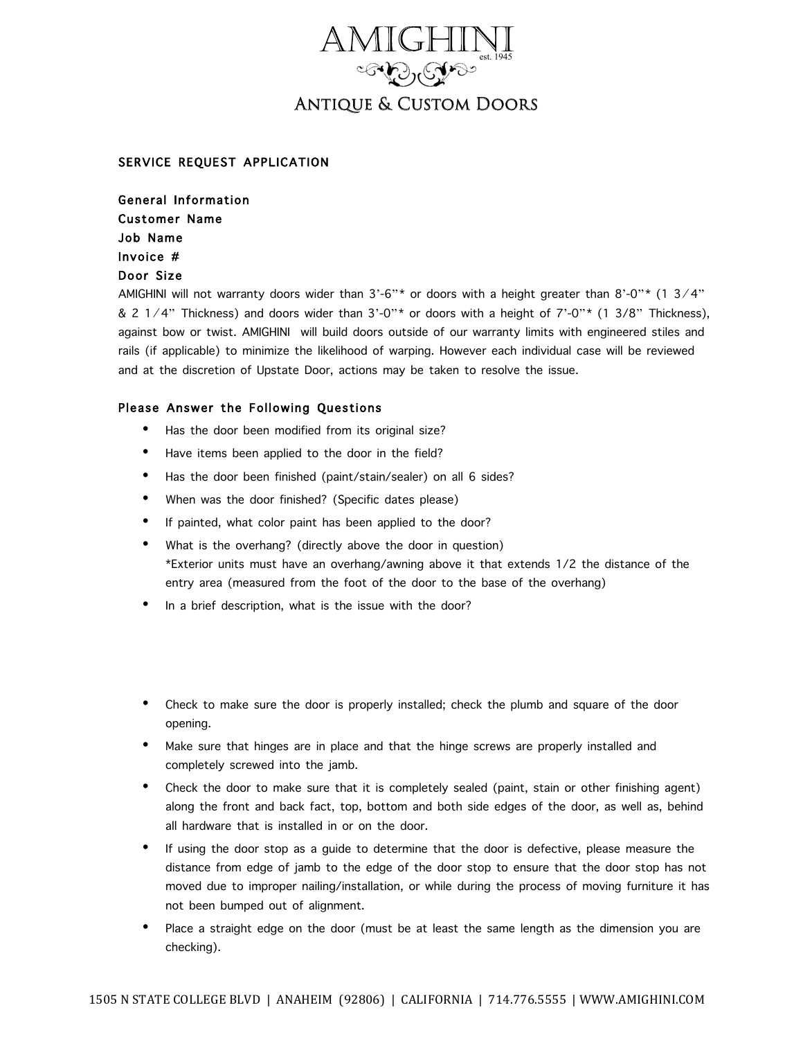# AMIGHINI

est. 1945

## Antique & Custom Doors

### SERVICE REQUEST APPLICATION

**General Information**

**Customer Name**

**Job Name**

**Invoice #**

**Door Size**

AMIGHINI will not warranty doors wider than 3'-6"* or doors with a height greater than 8'-0"* (1 3/4" & 2 1/4" Thickness) and doors wider than 3'-0"* or doors with a height of 7'-0"* (1 3/8" Thickness), against bow or twist. AMIGHINI will build doors outside of our warranty limits with engineered stiles and rails (if applicable) to minimize the likelihood of warping. However each individual case will be reviewed and at the discretion of Upstate Door, actions may be taken to resolve the issue.

**Please Answer the Following Questions**

- Has the door been modified from its original size?
- Have items been applied to the door in the field?
- Has the door been finished (paint/stain/sealer) on all 6 sides?
- When was the door finished? (Specific dates please)
- If painted, what color paint has been applied to the door?
- What is the overhang? (directly above the door in question)
  *Exterior units must have an overhang/awning above it that extends 1/2 the distance of the entry area (measured from the foot of the door to the base of the overhang)
- In a brief description, what is the issue with the door?

- Check to make sure the door is properly installed; check the plumb and square of the door opening.
- Make sure that hinges are in place and that the hinge screws are properly installed and completely screwed into the jamb.
- Check the door to make sure that it is completely sealed (paint, stain or other finishing agent) along the front and back fact, top, bottom and both side edges of the door, as well as, behind all hardware that is installed in or on the door.
- If using the door stop as a guide to determine that the door is defective, please measure the distance from edge of jamb to the edge of the door stop to ensure that the door stop has not moved due to improper nailing/installation, or while during the process of moving furniture it has not been bumped out of alignment.
- Place a straight edge on the door (must be at least the same length as the dimension you are checking).

1505 N STATE COLLEGE BLVD | ANAHEIM (92806) | CALIFORNIA | 714.776.5555 | WWW.AMIGHINI.COM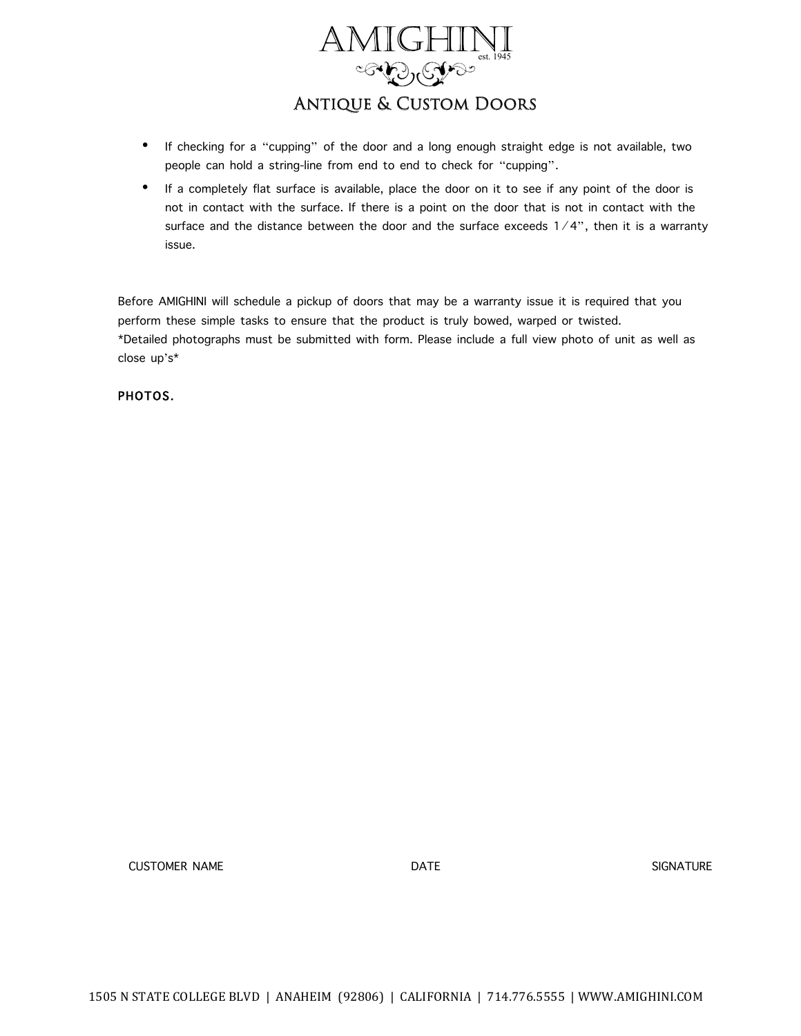# AMIGHINI

est. 1945

## Antique & Custom Doors

- If checking for a "cupping" of the door and a long enough straight edge is not available, two people can hold a string-line from end to end to check for "cupping".
- If a completely flat surface is available, place the door on it to see if any point of the door is not in contact with the surface. If there is a point on the door that is not in contact with the surface and the distance between the door and the surface exceeds 1/4", then it is a warranty issue.

Before AMIGHINI will schedule a pickup of doors that may be a warranty issue it is required that you perform these simple tasks to ensure that the product is truly bowed, warped or twisted.
*Detailed photographs must be submitted with form. Please include a full view photo of unit as well as close up's*

**PHOTOS.**

CUSTOMER NAME DATE SIGNATURE

1505 N STATE COLLEGE BLVD | ANAHEIM (92806) | CALIFORNIA | 714.776.5555 | WWW.AMIGHINI.COM